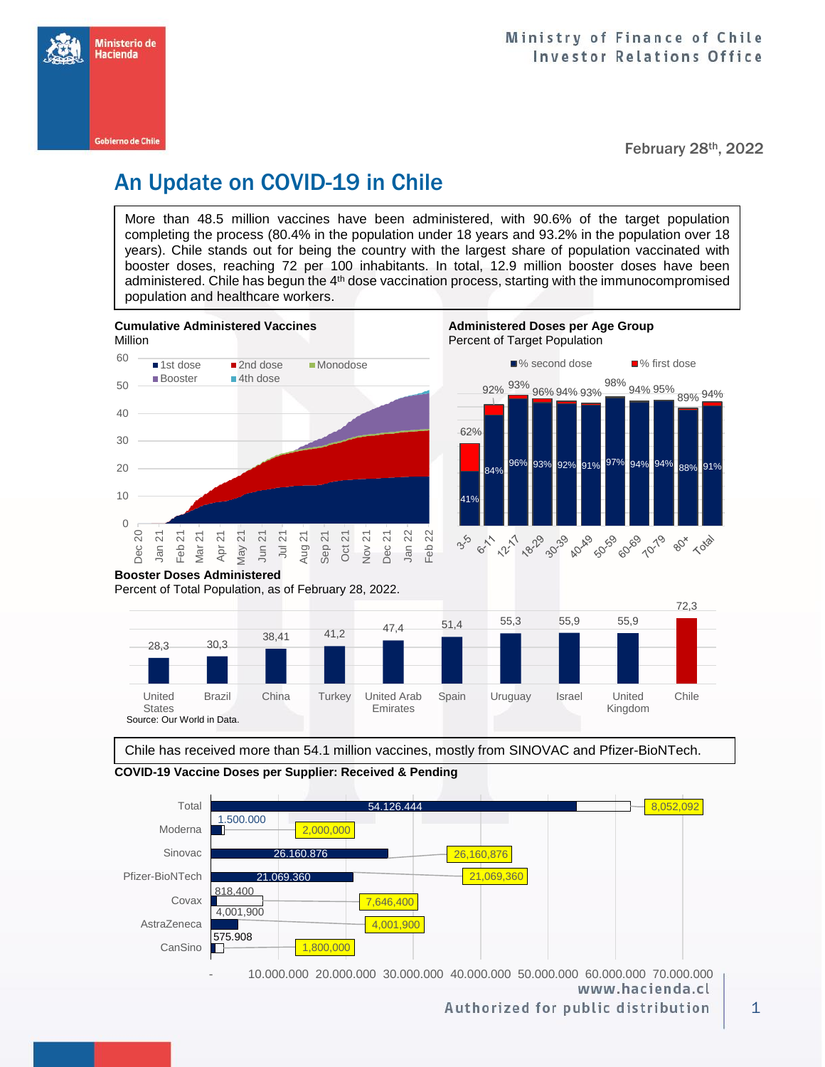Ministry of Finance of Chile
Investor Relations Office

February 28th, 2022

# An Update on COVID-19 in Chile

More than 48.5 million vaccines have been administered, with 90.6% of the target population completing the process (80.4% in the population under 18 years and 93.2% in the population over 18 years). Chile stands out for being the country with the largest share of population vaccinated with booster doses, reaching 72 per 100 inhabitants. In total, 12.9 million booster doses have been administered. Chile has begun the 4th dose vaccination process, starting with the immunocompromised population and healthcare workers.

**Cumulative Administered Vaccines**
Million

**Administered Doses per Age Group**
Percent of Target Population

| Age group | % second dose | % first dose |
|---|---|---|
| 3-5 | 41% | 62% |
| 6-11 | 84% | 92% |
| 12-17 | 96% | 93% |
| 18-29 | 93% | 96% |
| 30-39 | 92% | 94% |
| 40-49 | 91% | 93% |
| 50-59 | 97% | 98% |
| 60-69 | 94% | 94% |
| 70-79 | 94% | 95% |
| 80+ | 88% | 89% |
| Total | 91% | 94% |

**Booster Doses Administered**
Percent of Total Population, as of February 28, 2022.

| Country | Booster doses |
|---|---|
| United States | 28,3 |
| Brazil | 30,3 |
| China | 38,41 |
| Turkey | 41,2 |
| United Arab Emirates | 47,4 |
| Spain | 51,4 |
| Uruguay | 55,3 |
| Israel | 55,9 |
| United Kingdom | 55,9 |
| Chile | 72,3 |

Source: Our World in Data.

Chile has received more than 54.1 million vaccines, mostly from SINOVAC and Pfizer-BioNTech.

**COVID-19 Vaccine Doses per Supplier: Received & Pending**

| Supplier | Received | Total |
|---|---|---|
| Total | 54.126.444 | 8,052,092 |
| Moderna | 1.500.000 | 2,000,000 |
| Sinovac | 26.160.876 | 26,160,876 |
| Pfizer-BioNTech | 21.069.360 | 21,069,360 |
| Covax | 818.400 | 7,646,400 |
| AstraZeneca | 4,001,900 | 4,001,900 |
| CanSino | 575.908 | 1,800,000 |

www.hacienda.cl
Authorized for public distribution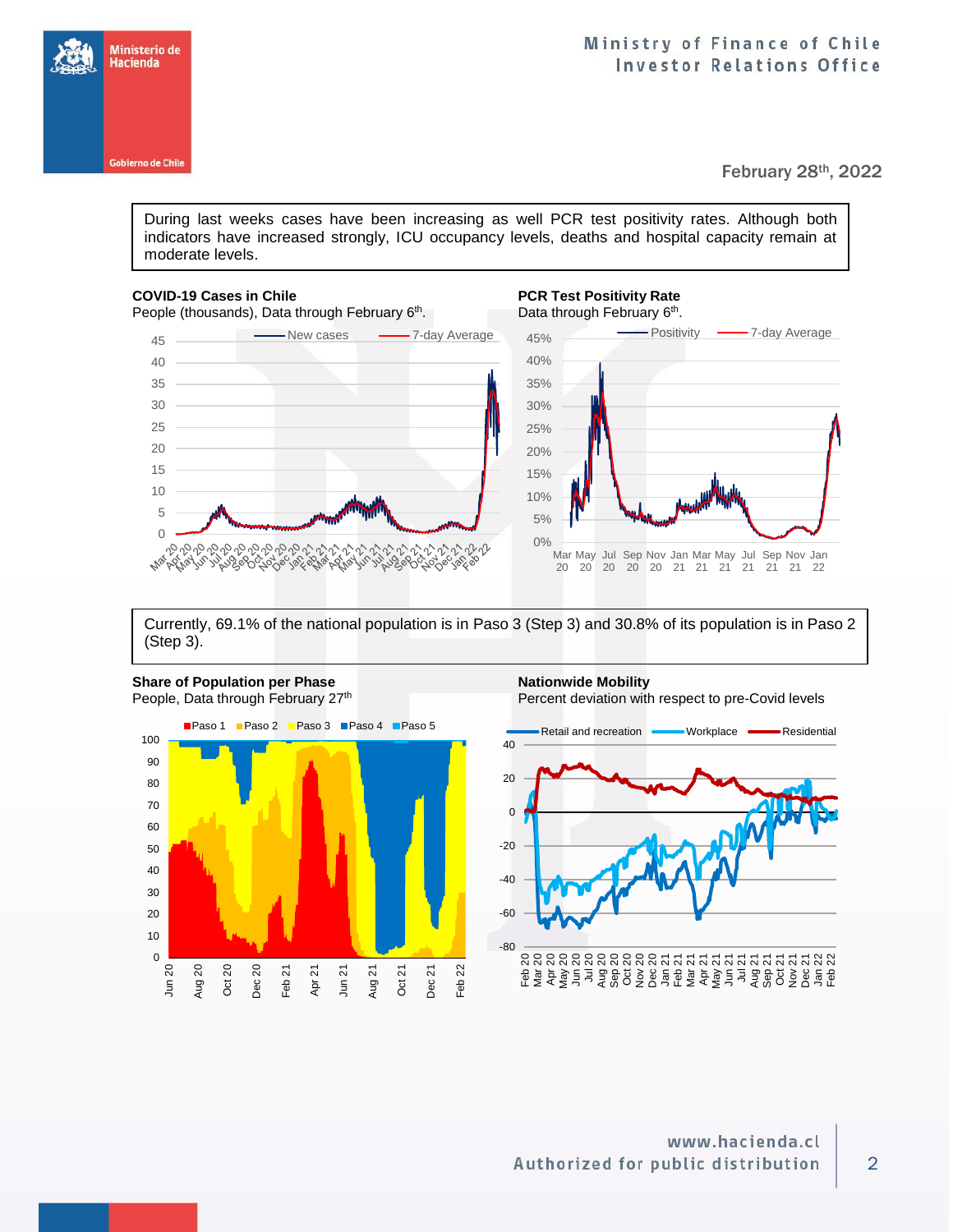February 28th, 2022

During last weeks cases have been increasing as well PCR test positivity rates. Although both indicators have increased strongly, ICU occupancy levels, deaths and hospital capacity remain at moderate levels.

**COVID-19 Cases in Chile**
People (thousands), Data through February 6th.

**PCR Test Positivity Rate**
Data through February 6th.

Currently, 69.1% of the national population is in Paso 3 (Step 3) and 30.8% of its population is in Paso 2 (Step 3).

**Share of Population per Phase**
People, Data through February 27th

**Nationwide Mobility**
Percent deviation with respect to pre-Covid levels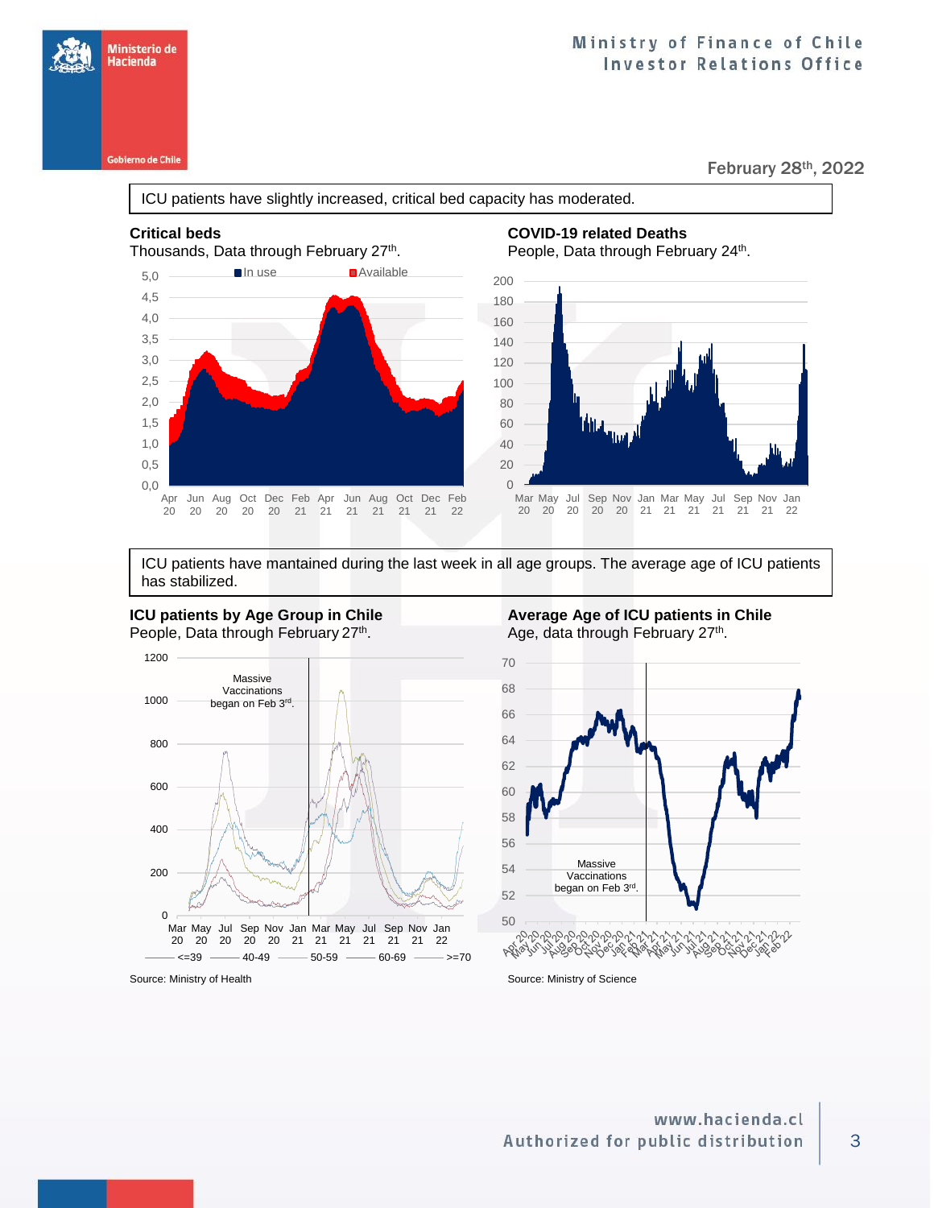February 28th, 2022

ICU patients have slightly increased, critical bed capacity has moderated.

**Critical beds**
Thousands, Data through February 27th.

In use
Available

5,0
4,5
4,0
3,5
3,0
2,5
2,0
1,5
1,0
0,5
0,0

Apr 20, Jun 20, Aug 20, Oct 20, Dec 20, Feb 21, Apr 21, Jun 21, Aug 21, Oct 21, Dec 21, Feb 22

**COVID-19 related Deaths**
People, Data through February 24th.

200
180
160
140
120
100
80
60
40
20
0

Mar 20, May 20, Jul 20, Sep 20, Nov 20, Jan 21, Mar 21, May 21, Jul 21, Sep 21, Nov 21, Jan 22

ICU patients have mantained during the last week in all age groups. The average age of ICU patients has stabilized.

**ICU patients by Age Group in Chile**
People, Data through February 27th.

1200
1000
800
600
400
200
0

Massive Vaccinations began on Feb 3rd.

Mar 20, May 20, Jul 20, Sep 20, Nov 20, Jan 21, Mar 21, May 21, Jul 21, Sep 21, Nov 21, Jan 22

<=39
40-49
50-59
60-69
>=70

Source: Ministry of Health

**Average Age of ICU patients in Chile**
Age, data through February 27th.

70
68
66
64
62
60
58
56
54
52
50

Massive Vaccinations began on Feb 3rd.

Apr 20, May 20, Jun 20, Jul 20, Aug 20, Sep 20, Oct 20, Nov 20, Dec 20, Jan 21, Feb 21, Mar 21, Apr 21, May 21, Jun 21, Jul 21, Aug 21, Sep 21, Oct 21, Nov 21, Dec 21, Jan 22, Feb 22

Source: Ministry of Science